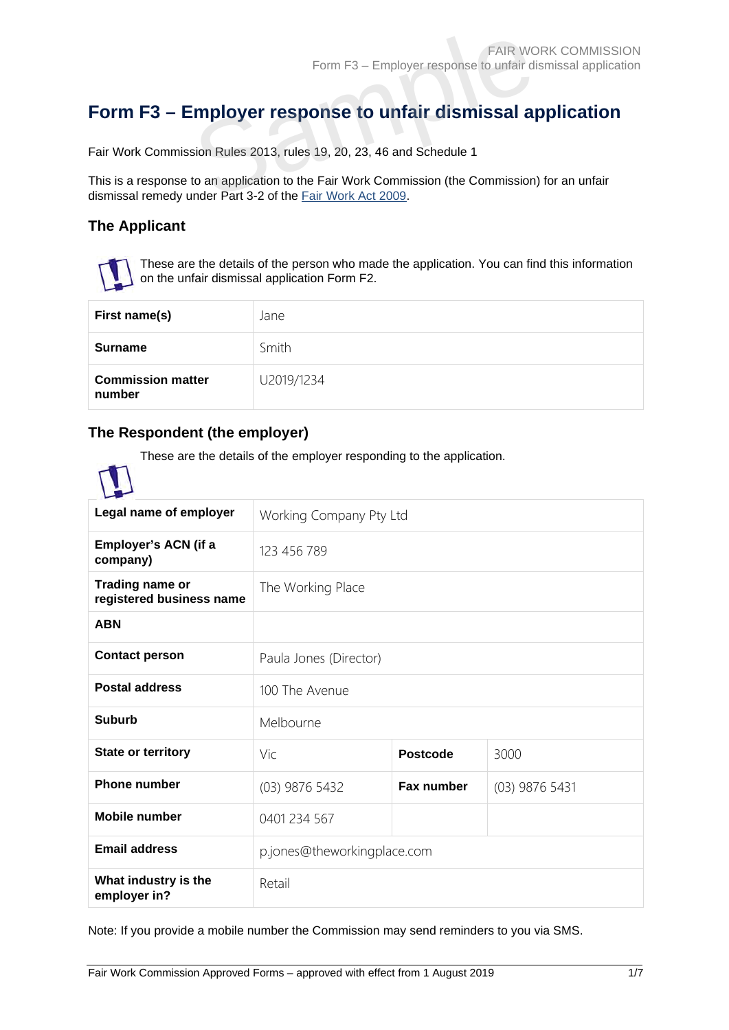# Form F3 – Employer response to unfair dismissal application

Fair Work Commission Rules 2013, rules 19, 20, 23, 46 and Schedule 1

This is a response to an application to the Fair Work Commission (the Commission) for an unfair dismissal remedy under Part 3-2 of the Fair Work Act 2009.

## The Applicant

These are the details of the person who made the application. You can find this information on the unfair dismissal application Form F2.

| | |
|---|---|
| **First name(s)** | Jane |
| **Surname** | Smith |
| **Commission matter number** | U2019/1234 |

## The Respondent (the employer)

These are the details of the employer responding to the application.

| | | | |
|---|---|---|---|
| **Legal name of employer** | Working Company Pty Ltd | | |
| **Employer's ACN (if a company)** | 123 456 789 | | |
| **Trading name or registered business name** | The Working Place | | |
| **ABN** | | | |
| **Contact person** | Paula Jones (Director) | | |
| **Postal address** | 100 The Avenue | | |
| **Suburb** | Melbourne | | |
| **State or territory** | Vic | **Postcode** | 3000 |
| **Phone number** | (03) 9876 5432 | **Fax number** | (03) 9876 5431 |
| **Mobile number** | 0401 234 567 | | |
| **Email address** | p.jones@theworkingplace.com | | |
| **What industry is the employer in?** | Retail | | |

Note: If you provide a mobile number the Commission may send reminders to you via SMS.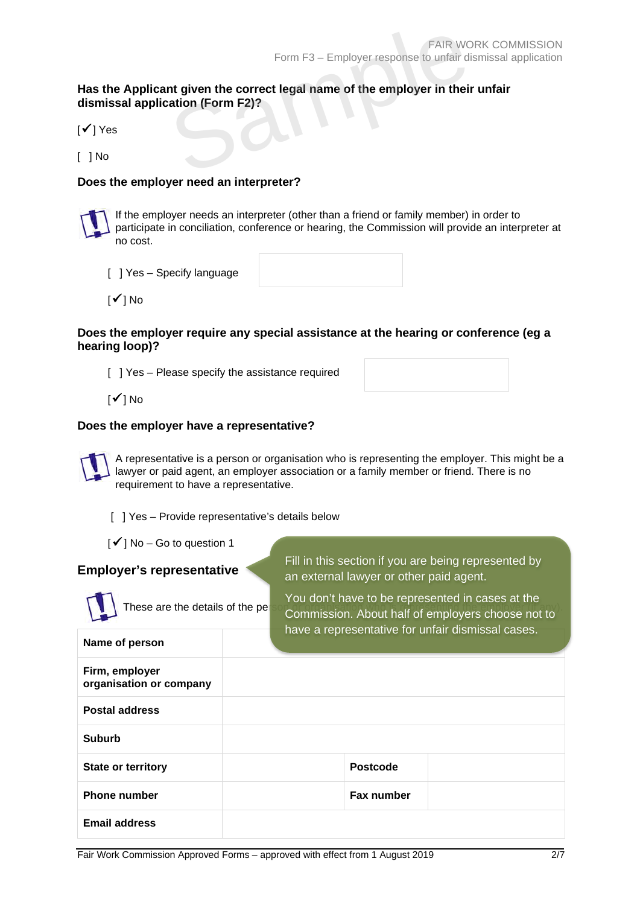**Has the Applicant given the correct legal name of the employer in their unfair dismissal application (Form F2)?**

[✓] Yes

[ ] No

**Does the employer need an interpreter?**

If the employer needs an interpreter (other than a friend or family member) in order to participate in conciliation, conference or hearing, the Commission will provide an interpreter at no cost.

[ ] Yes – Specify language

[✓] No

**Does the employer require any special assistance at the hearing or conference (eg a hearing loop)?**

[ ] Yes – Please specify the assistance required

[✓] No

**Does the employer have a representative?**

A representative is a person or organisation who is representing the employer. This might be a lawyer or paid agent, an employer association or a family member or friend. There is no requirement to have a representative.

[ ] Yes – Provide representative's details below

[✓] No – Go to question 1

## Employer's representative

Fill in this section if you are being represented by an external lawyer or other paid agent.

You don't have to be represented in cases at the Commission. About half of employers choose not to have a representative for unfair dismissal cases.

These are the details of the pe

| | | | |
|---|---|---|---|
| **Name of person** | | | |
| **Firm, employer organisation or company** | | | |
| **Postal address** | | | |
| **Suburb** | | | |
| **State or territory** | | **Postcode** | |
| **Phone number** | | **Fax number** | |
| **Email address** | | | |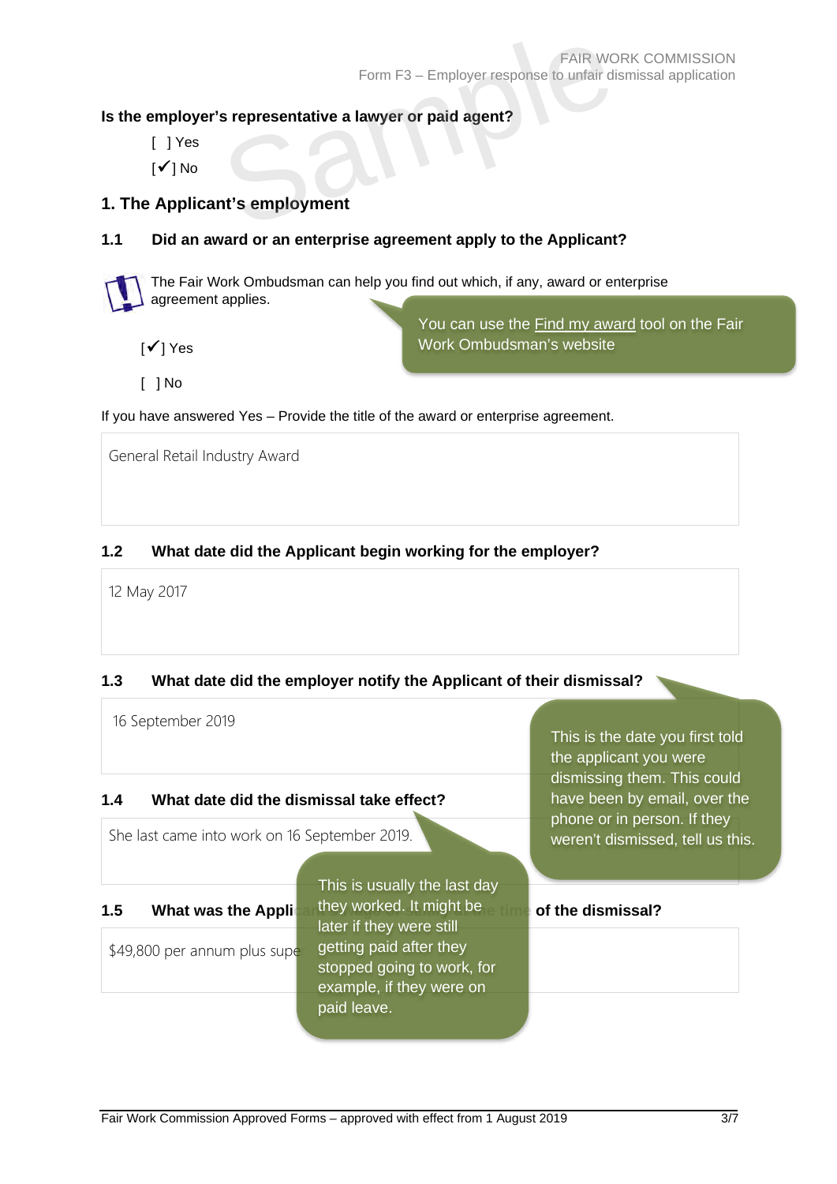**Is the employer's representative a lawyer or paid agent?**

[ ] Yes

[✔] No

## 1. The Applicant's employment

### 1.1 Did an award or an enterprise agreement apply to the Applicant?

The Fair Work Ombudsman can help you find out which, if any, award or enterprise agreement applies.

You can use the Find my award tool on the Fair Work Ombudsman's website

[✔] Yes

[ ] No

If you have answered Yes – Provide the title of the award or enterprise agreement.

General Retail Industry Award

### 1.2 What date did the Applicant begin working for the employer?

12 May 2017

### 1.3 What date did the employer notify the Applicant of their dismissal?

This is the date you first told the applicant you were dismissing them. This could have been by email, over the phone or in person. If they weren't dismissed, tell us this.

16 September 2019

### 1.4 What date did the dismissal take effect?

This is usually the last day they worked. It might be later if they were still getting paid after they stopped going to work, for example, if they were on paid leave.

She last came into work on 16 September 2019.

### 1.5 What was the Applicant's annual wage at the time of the dismissal?

$49,800 per annum plus super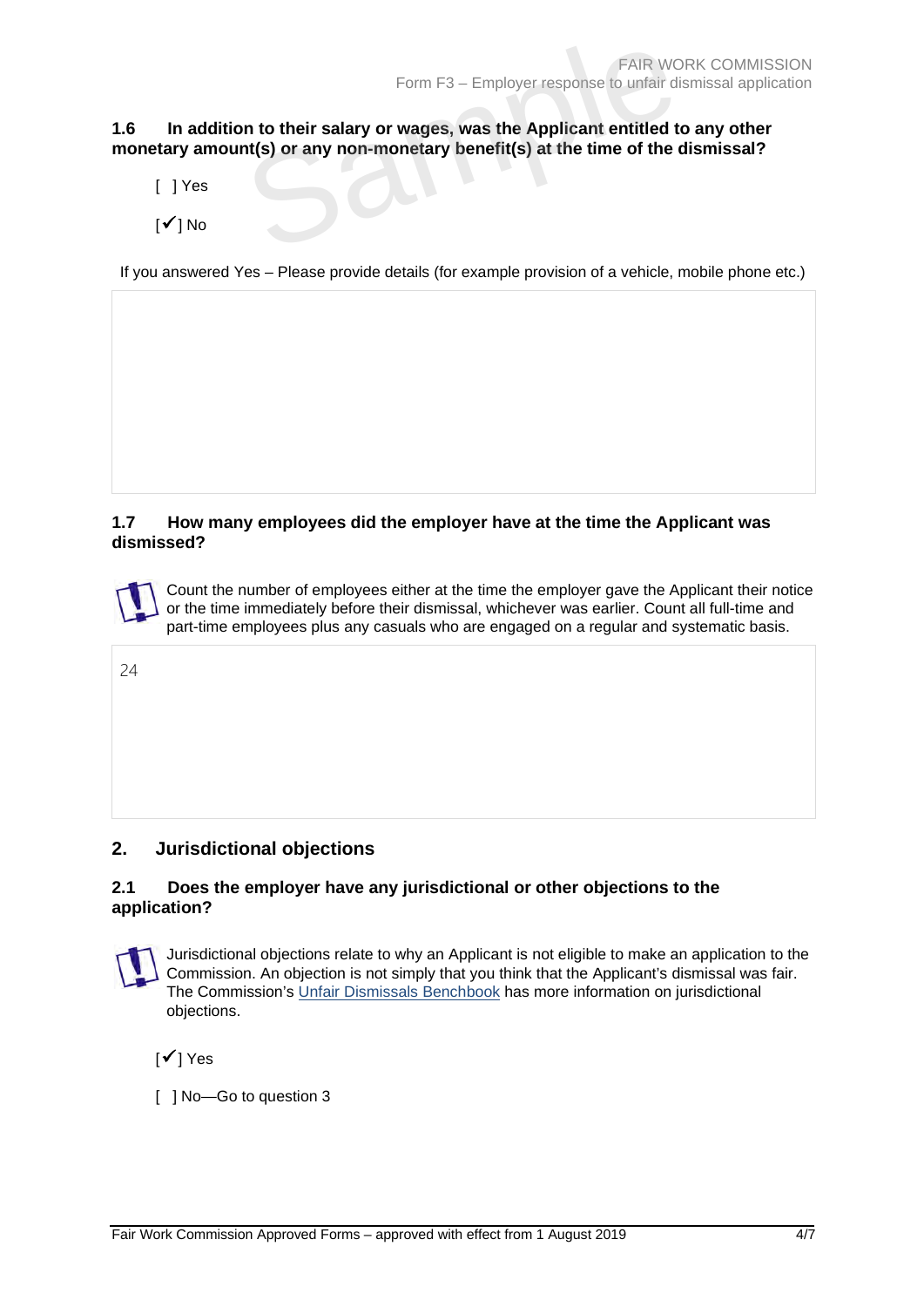**1.6 In addition to their salary or wages, was the Applicant entitled to any other monetary amount(s) or any non-monetary benefit(s) at the time of the dismissal?**

[ ] Yes

[✓] No

If you answered Yes – Please provide details (for example provision of a vehicle, mobile phone etc.)

**1.7 How many employees did the employer have at the time the Applicant was dismissed?**

Count the number of employees either at the time the employer gave the Applicant their notice or the time immediately before their dismissal, whichever was earlier. Count all full-time and part-time employees plus any casuals who are engaged on a regular and systematic basis.

24

## 2. Jurisdictional objections

**2.1 Does the employer have any jurisdictional or other objections to the application?**

Jurisdictional objections relate to why an Applicant is not eligible to make an application to the Commission. An objection is not simply that you think that the Applicant's dismissal was fair. The Commission's Unfair Dismissals Benchbook has more information on jurisdictional objections.

[✓] Yes

[ ] No—Go to question 3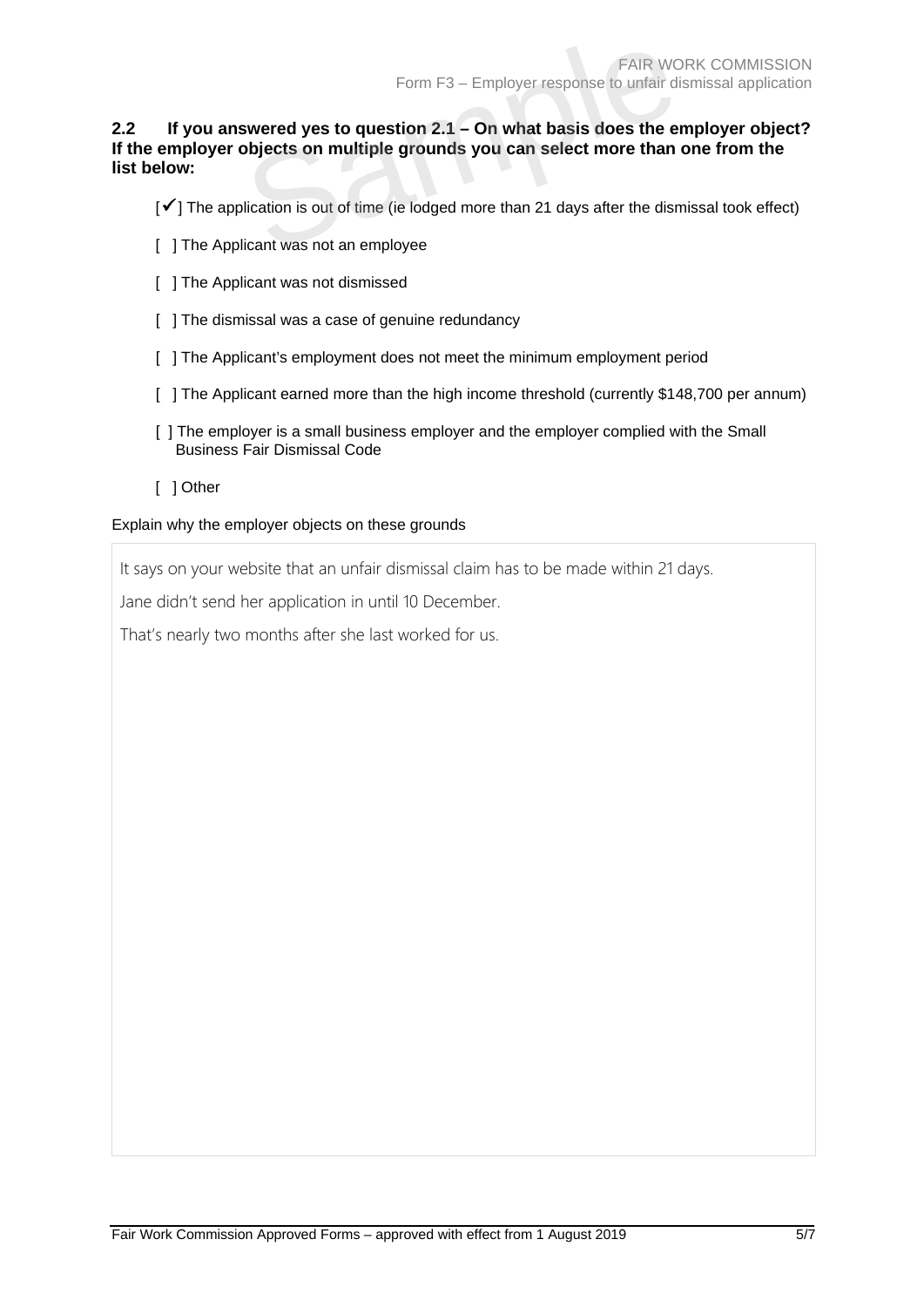**2.2 If you answered yes to question 2.1 – On what basis does the employer object? If the employer objects on multiple grounds you can select more than one from the list below:**

[✓] The application is out of time (ie lodged more than 21 days after the dismissal took effect)

[ ] The Applicant was not an employee

[ ] The Applicant was not dismissed

[ ] The dismissal was a case of genuine redundancy

[ ] The Applicant's employment does not meet the minimum employment period

[ ] The Applicant earned more than the high income threshold (currently $148,700 per annum)

[ ] The employer is a small business employer and the employer complied with the Small Business Fair Dismissal Code

[ ] Other

Explain why the employer objects on these grounds

It says on your website that an unfair dismissal claim has to be made within 21 days.

Jane didn't send her application in until 10 December.

That's nearly two months after she last worked for us.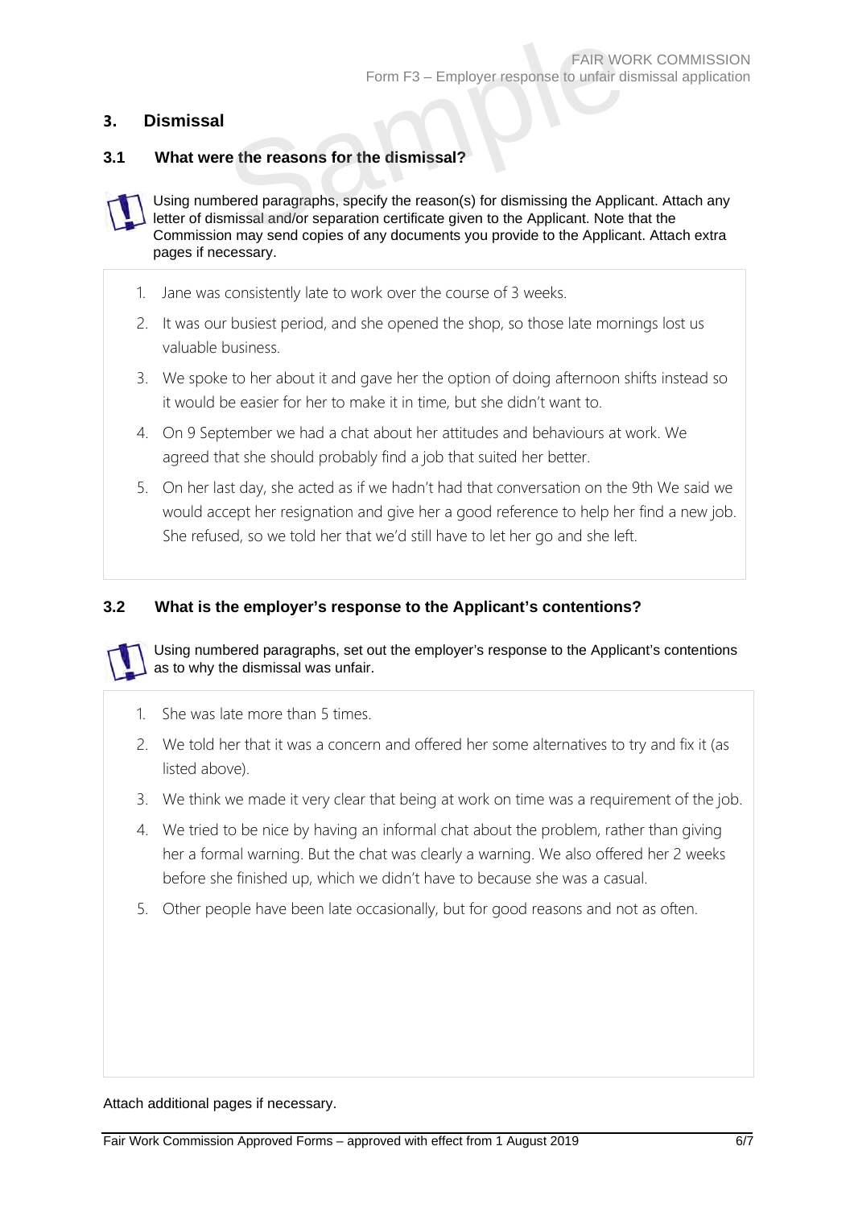## 3. Dismissal

### 3.1 What were the reasons for the dismissal?

Using numbered paragraphs, specify the reason(s) for dismissing the Applicant. Attach any letter of dismissal and/or separation certificate given to the Applicant. Note that the Commission may send copies of any documents you provide to the Applicant. Attach extra pages if necessary.

1. Jane was consistently late to work over the course of 3 weeks.
2. It was our busiest period, and she opened the shop, so those late mornings lost us valuable business.
3. We spoke to her about it and gave her the option of doing afternoon shifts instead so it would be easier for her to make it in time, but she didn't want to.
4. On 9 September we had a chat about her attitudes and behaviours at work. We agreed that she should probably find a job that suited her better.
5. On her last day, she acted as if we hadn't had that conversation on the 9th We said we would accept her resignation and give her a good reference to help her find a new job. She refused, so we told her that we'd still have to let her go and she left.

### 3.2 What is the employer's response to the Applicant's contentions?

Using numbered paragraphs, set out the employer's response to the Applicant's contentions as to why the dismissal was unfair.

1. She was late more than 5 times.
2. We told her that it was a concern and offered her some alternatives to try and fix it (as listed above).
3. We think we made it very clear that being at work on time was a requirement of the job.
4. We tried to be nice by having an informal chat about the problem, rather than giving her a formal warning. But the chat was clearly a warning. We also offered her 2 weeks before she finished up, which we didn't have to because she was a casual.
5. Other people have been late occasionally, but for good reasons and not as often.

Attach additional pages if necessary.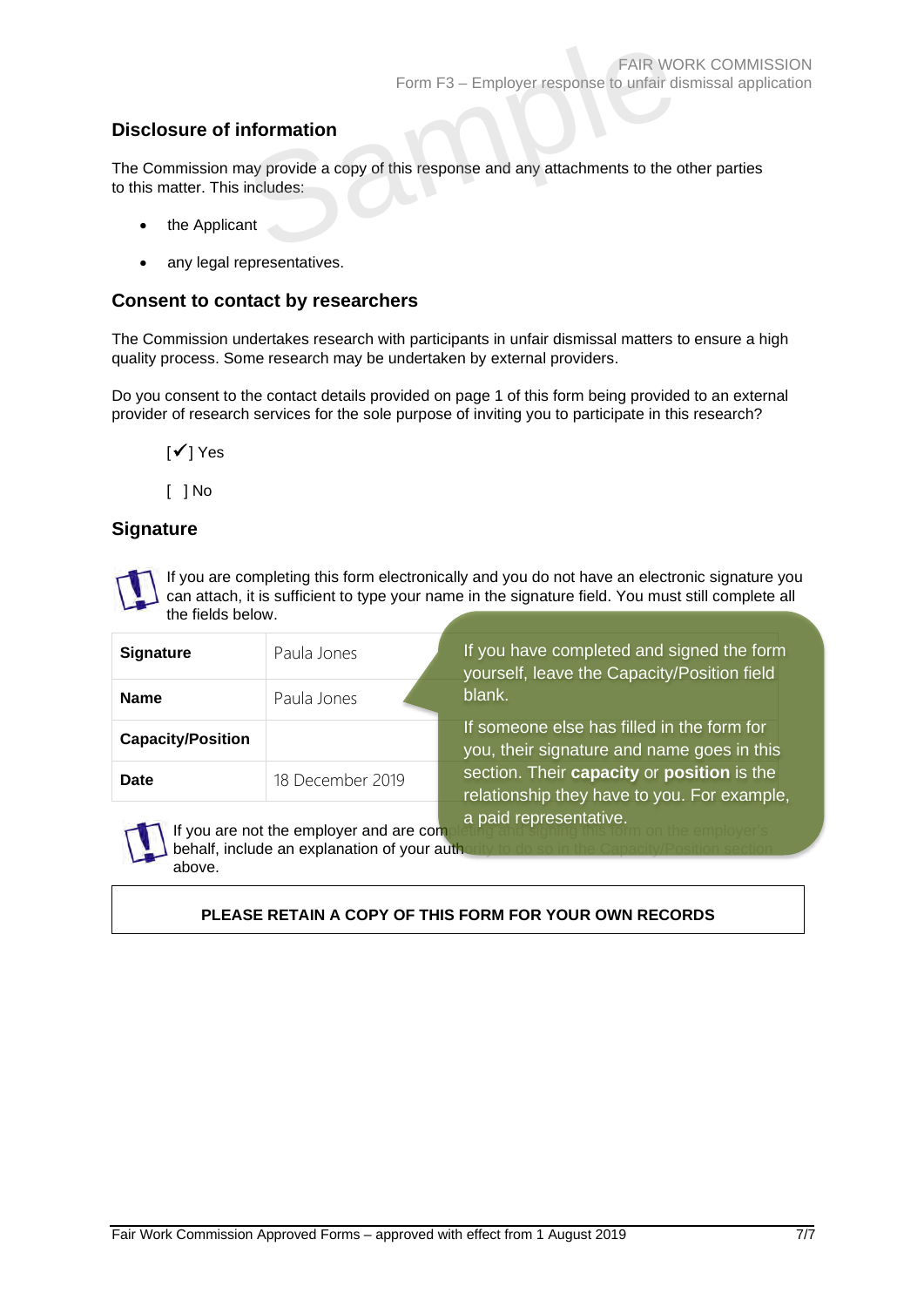## Disclosure of information

The Commission may provide a copy of this response and any attachments to the other parties to this matter. This includes:

- the Applicant
- any legal representatives.

## Consent to contact by researchers

The Commission undertakes research with participants in unfair dismissal matters to ensure a high quality process. Some research may be undertaken by external providers.

Do you consent to the contact details provided on page 1 of this form being provided to an external provider of research services for the sole purpose of inviting you to participate in this research?

[✔] Yes

[ ] No

## Signature

If you are completing this form electronically and you do not have an electronic signature you can attach, it is sufficient to type your name in the signature field. You must still complete all the fields below.

| | |
|---|---|
| **Signature** | Paula Jones |
| **Name** | Paula Jones |
| **Capacity/Position** | |
| **Date** | 18 December 2019 |

If you have completed and signed the form yourself, leave the Capacity/Position field blank.

If someone else has filled in the form for you, their signature and name goes in this section. Their **capacity** or **position** is the relationship they have to you. For example, a paid representative.

If you are not the employer and are completing and signing this form on the employer's behalf, include an explanation of your authority to do so in the Capacity/Position section above.

**PLEASE RETAIN A COPY OF THIS FORM FOR YOUR OWN RECORDS**